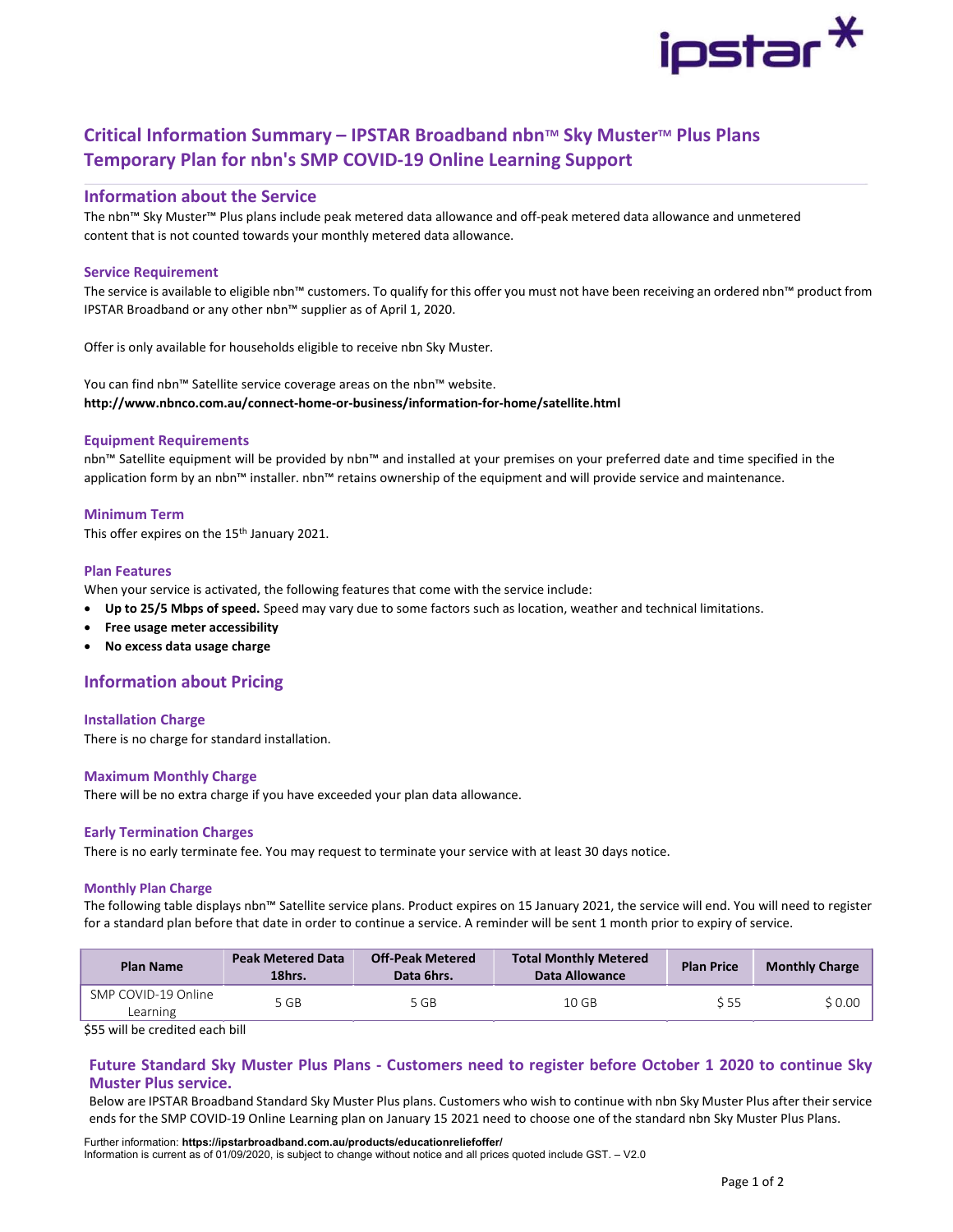# Critical Information Summary – IPSTAR Broadband nbn™ Sky Muster™ Plus Plans Temporary Plan for nbn's SMP COVID-19 Online Learning Support

## Information about the Service

The nbn™ Sky Muster™ Plus plans include peak metered data allowance and off-peak metered data allowance and unmetered content that is not counted towards your monthly metered data allowance.

### Service Requirement

The service is available to eligible nbn™ customers. To qualify for this offer you must not have been receiving an ordered nbn™ product from IPSTAR Broadband or any other nbn™ supplier as of April 1, 2020.

Offer is only available for households eligible to receive nbn Sky Muster.

You can find nbn™ Satellite service coverage areas on the nbn™ website.
**http://www.nbnco.com.au/connect-home-or-business/information-for-home/satellite.html**

### Equipment Requirements

nbn™ Satellite equipment will be provided by nbn™ and installed at your premises on your preferred date and time specified in the application form by an nbn™ installer. nbn™ retains ownership of the equipment and will provide service and maintenance.

### Minimum Term

This offer expires on the 15th January 2021.

### Plan Features

When your service is activated, the following features that come with the service include:

- **Up to 25/5 Mbps of speed.** Speed may vary due to some factors such as location, weather and technical limitations.
- **Free usage meter accessibility**
- **No excess data usage charge**

## Information about Pricing

### Installation Charge

There is no charge for standard installation.

### Maximum Monthly Charge

There will be no extra charge if you have exceeded your plan data allowance.

### Early Termination Charges

There is no early terminate fee. You may request to terminate your service with at least 30 days notice.

### Monthly Plan Charge

The following table displays nbn™ Satellite service plans. Product expires on 15 January 2021, the service will end. You will need to register for a standard plan before that date in order to continue a service. A reminder will be sent 1 month prior to expiry of service.

| Plan Name | Peak Metered Data 18hrs. | Off-Peak Metered Data 6hrs. | Total Monthly Metered Data Allowance | Plan Price | Monthly Charge |
|---|---|---|---|---|---|
| SMP COVID-19 Online Learning | 5 GB | 5 GB | 10 GB | $ 55 | $ 0.00 |

$55 will be credited each bill

## Future Standard Sky Muster Plus Plans - Customers need to register before October 1 2020 to continue Sky Muster Plus service.

Below are IPSTAR Broadband Standard Sky Muster Plus plans. Customers who wish to continue with nbn Sky Muster Plus after their service ends for the SMP COVID-19 Online Learning plan on January 15 2021 need to choose one of the standard nbn Sky Muster Plus Plans.

Further information: **https://ipstarbroadband.com.au/products/educationreliefoffer/**
Information is current as of 01/09/2020, is subject to change without notice and all prices quoted include GST. – V2.0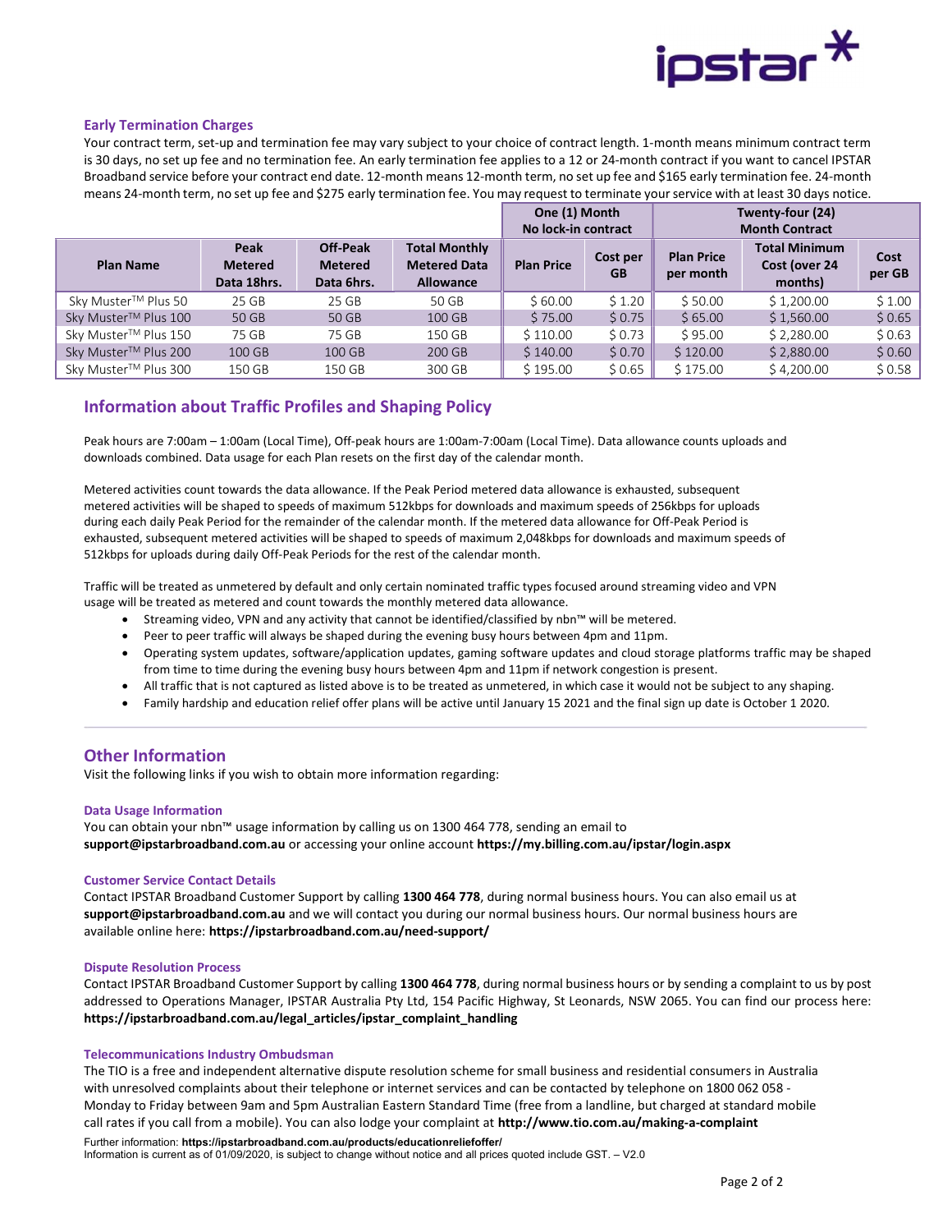### Early Termination Charges

Your contract term, set-up and termination fee may vary subject to your choice of contract length. 1-month means minimum contract term is 30 days, no set up fee and no termination fee. An early termination fee applies to a 12 or 24-month contract if you want to cancel IPSTAR Broadband service before your contract end date. 12-month means 12-month term, no set up fee and $165 early termination fee. 24-month means 24-month term, no set up fee and $275 early termination fee. You may request to terminate your service with at least 30 days notice.

| | | | | One (1) Month No lock-in contract | | Twenty-four (24) Month Contract | | |
|---|---|---|---|---|---|---|---|---|
| **Plan Name** | **Peak Metered Data 18hrs.** | **Off-Peak Metered Data 6hrs.** | **Total Monthly Metered Data Allowance** | **Plan Price** | **Cost per GB** | **Plan Price per month** | **Total Minimum Cost (over 24 months)** | **Cost per GB** |
| Sky Muster™ Plus 50 | 25 GB | 25 GB | 50 GB | $ 60.00 | $ 1.20 | $ 50.00 | $ 1,200.00 | $ 1.00 |
| Sky Muster™ Plus 100 | 50 GB | 50 GB | 100 GB | $ 75.00 | $ 0.75 | $ 65.00 | $ 1,560.00 | $ 0.65 |
| Sky Muster™ Plus 150 | 75 GB | 75 GB | 150 GB | $ 110.00 | $ 0.73 | $ 95.00 | $ 2,280.00 | $ 0.63 |
| Sky Muster™ Plus 200 | 100 GB | 100 GB | 200 GB | $ 140.00 | $ 0.70 | $ 120.00 | $ 2,880.00 | $ 0.60 |
| Sky Muster™ Plus 300 | 150 GB | 150 GB | 300 GB | $ 195.00 | $ 0.65 | $ 175.00 | $ 4,200.00 | $ 0.58 |

## Information about Traffic Profiles and Shaping Policy

Peak hours are 7:00am – 1:00am (Local Time), Off-peak hours are 1:00am-7:00am (Local Time). Data allowance counts uploads and downloads combined. Data usage for each Plan resets on the first day of the calendar month.

Metered activities count towards the data allowance. If the Peak Period metered data allowance is exhausted, subsequent metered activities will be shaped to speeds of maximum 512kbps for downloads and maximum speeds of 256kbps for uploads during each daily Peak Period for the remainder of the calendar month. If the metered data allowance for Off-Peak Period is exhausted, subsequent metered activities will be shaped to speeds of maximum 2,048kbps for downloads and maximum speeds of 512kbps for uploads during daily Off-Peak Periods for the rest of the calendar month.

Traffic will be treated as unmetered by default and only certain nominated traffic types focused around streaming video and VPN usage will be treated as metered and count towards the monthly metered data allowance.

- Streaming video, VPN and any activity that cannot be identified/classified by nbn™ will be metered.
- Peer to peer traffic will always be shaped during the evening busy hours between 4pm and 11pm.
- Operating system updates, software/application updates, gaming software updates and cloud storage platforms traffic may be shaped from time to time during the evening busy hours between 4pm and 11pm if network congestion is present.
- All traffic that is not captured as listed above is to be treated as unmetered, in which case it would not be subject to any shaping.
- Family hardship and education relief offer plans will be active until January 15 2021 and the final sign up date is October 1 2020.

## Other Information

Visit the following links if you wish to obtain more information regarding:

### Data Usage Information

You can obtain your nbn™ usage information by calling us on 1300 464 778, sending an email to **support@ipstarbroadband.com.au** or accessing your online account **https://my.billing.com.au/ipstar/login.aspx**

### Customer Service Contact Details

Contact IPSTAR Broadband Customer Support by calling **1300 464 778**, during normal business hours. You can also email us at **support@ipstarbroadband.com.au** and we will contact you during our normal business hours. Our normal business hours are available online here: **https://ipstarbroadband.com.au/need-support/**

### Dispute Resolution Process

Contact IPSTAR Broadband Customer Support by calling **1300 464 778**, during normal business hours or by sending a complaint to us by post addressed to Operations Manager, IPSTAR Australia Pty Ltd, 154 Pacific Highway, St Leonards, NSW 2065. You can find our process here: **https://ipstarbroadband.com.au/legal_articles/ipstar_complaint_handling**

### Telecommunications Industry Ombudsman

The TIO is a free and independent alternative dispute resolution scheme for small business and residential consumers in Australia with unresolved complaints about their telephone or internet services and can be contacted by telephone on 1800 062 058 - Monday to Friday between 9am and 5pm Australian Eastern Standard Time (free from a landline, but charged at standard mobile call rates if you call from a mobile). You can also lodge your complaint at **http://www.tio.com.au/making-a-complaint**

Further information: **https://ipstarbroadband.com.au/products/educationreliefoffer/**
Information is current as of 01/09/2020, is subject to change without notice and all prices quoted include GST. – V2.0